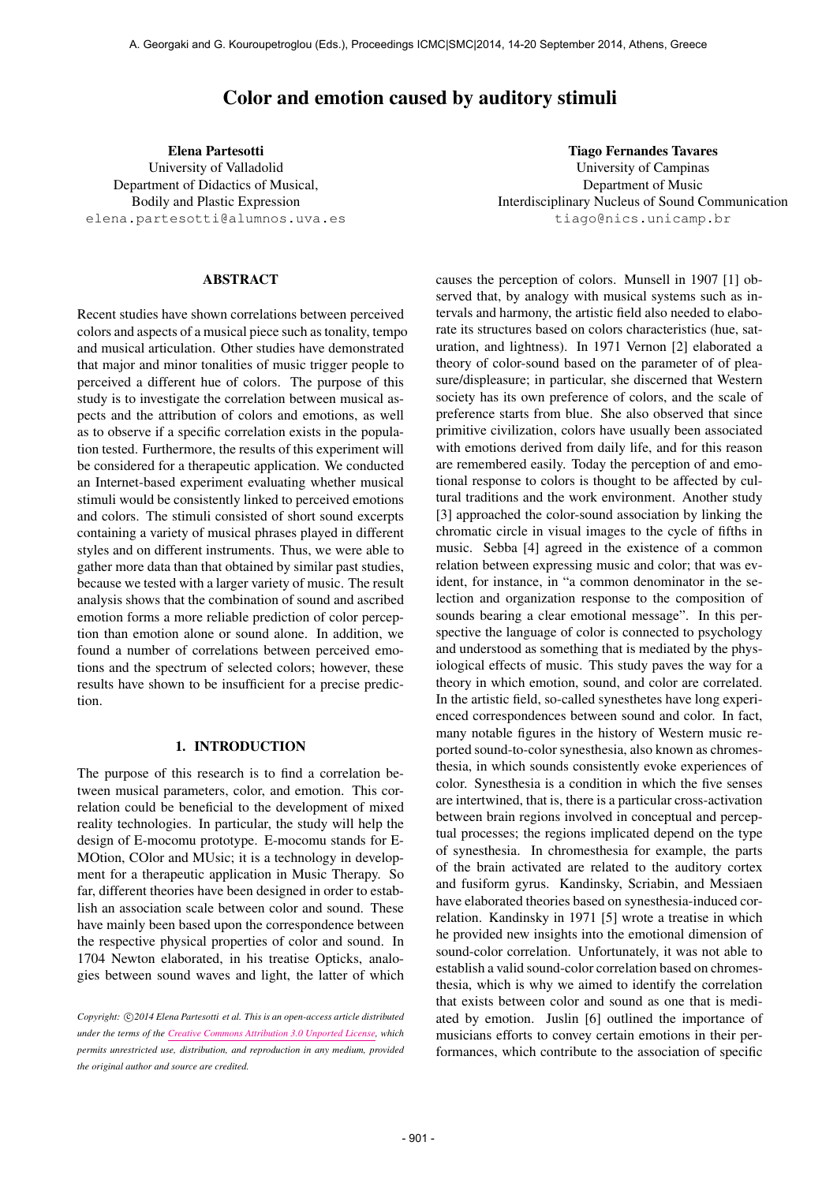# Color and emotion caused by auditory stimuli

**Elena Partesotti**
University of Valladolid
Department of Didactics of Musical, Bodily and Plastic Expression
elena.partesotti@alumnos.uva.es

**Tiago Fernandes Tavares**
University of Campinas
Department of Music
Interdisciplinary Nucleus of Sound Communication
tiago@nics.unicamp.br

## ABSTRACT

Recent studies have shown correlations between perceived colors and aspects of a musical piece such as tonality, tempo and musical articulation. Other studies have demonstrated that major and minor tonalities of music trigger people to perceived a different hue of colors. The purpose of this study is to investigate the correlation between musical aspects and the attribution of colors and emotions, as well as to observe if a specific correlation exists in the population tested. Furthermore, the results of this experiment will be considered for a therapeutic application. We conducted an Internet-based experiment evaluating whether musical stimuli would be consistently linked to perceived emotions and colors. The stimuli consisted of short sound excerpts containing a variety of musical phrases played in different styles and on different instruments. Thus, we were able to gather more data than that obtained by similar past studies, because we tested with a larger variety of music. The result analysis shows that the combination of sound and ascribed emotion forms a more reliable prediction of color perception than emotion alone or sound alone. In addition, we found a number of correlations between perceived emotions and the spectrum of selected colors; however, these results have shown to be insufficient for a precise prediction.

## 1. INTRODUCTION

The purpose of this research is to find a correlation between musical parameters, color, and emotion. This correlation could be beneficial to the development of mixed reality technologies. In particular, the study will help the design of E-mocomu prototype. E-mocomu stands for E-MOtion, COlor and MUsic; it is a technology in development for a therapeutic application in Music Therapy. So far, different theories have been designed in order to establish an association scale between color and sound. These have mainly been based upon the correspondence between the respective physical properties of color and sound. In 1704 Newton elaborated, in his treatise Opticks, analogies between sound waves and light, the latter of which causes the perception of colors. Munsell in 1907 [1] observed that, by analogy with musical systems such as intervals and harmony, the artistic field also needed to elaborate its structures based on colors characteristics (hue, saturation, and lightness). In 1971 Vernon [2] elaborated a theory of color-sound based on the parameter of of pleasure/displeasure; in particular, she discerned that Western society has its own preference of colors, and the scale of preference starts from blue. She also observed that since primitive civilization, colors have usually been associated with emotions derived from daily life, and for this reason are remembered easily. Today the perception of and emotional response to colors is thought to be affected by cultural traditions and the work environment. Another study [3] approached the color-sound association by linking the chromatic circle in visual images to the cycle of fifths in music. Sebba [4] agreed in the existence of a common relation between expressing music and color; that was evident, for instance, in "a common denominator in the selection and organization response to the composition of sounds bearing a clear emotional message". In this perspective the language of color is connected to psychology and understood as something that is mediated by the physiological effects of music. This study paves the way for a theory in which emotion, sound, and color are correlated. In the artistic field, so-called synesthetes have long experienced correspondences between sound and color. In fact, many notable figures in the history of Western music reported sound-to-color synesthesia, also known as chromesthesia, in which sounds consistently evoke experiences of color. Synesthesia is a condition in which the five senses are intertwined, that is, there is a particular cross-activation between brain regions involved in conceptual and perceptual processes; the regions implicated depend on the type of synesthesia. In chromesthesia for example, the parts of the brain activated are related to the auditory cortex and fusiform gyrus. Kandinsky, Scriabin, and Messiaen have elaborated theories based on synesthesia-induced correlation. Kandinsky in 1971 [5] wrote a treatise in which he provided new insights into the emotional dimension of sound-color correlation. Unfortunately, it was not able to establish a valid sound-color correlation based on chromesthesia, which is why we aimed to identify the correlation that exists between color and sound as one that is mediated by emotion. Juslin [6] outlined the importance of musicians efforts to convey certain emotions in their performances, which contribute to the association of specific

*Copyright: ©2014 Elena Partesotti et al. This is an open-access article distributed under the terms of the Creative Commons Attribution 3.0 Unported License, which permits unrestricted use, distribution, and reproduction in any medium, provided the original author and source are credited.*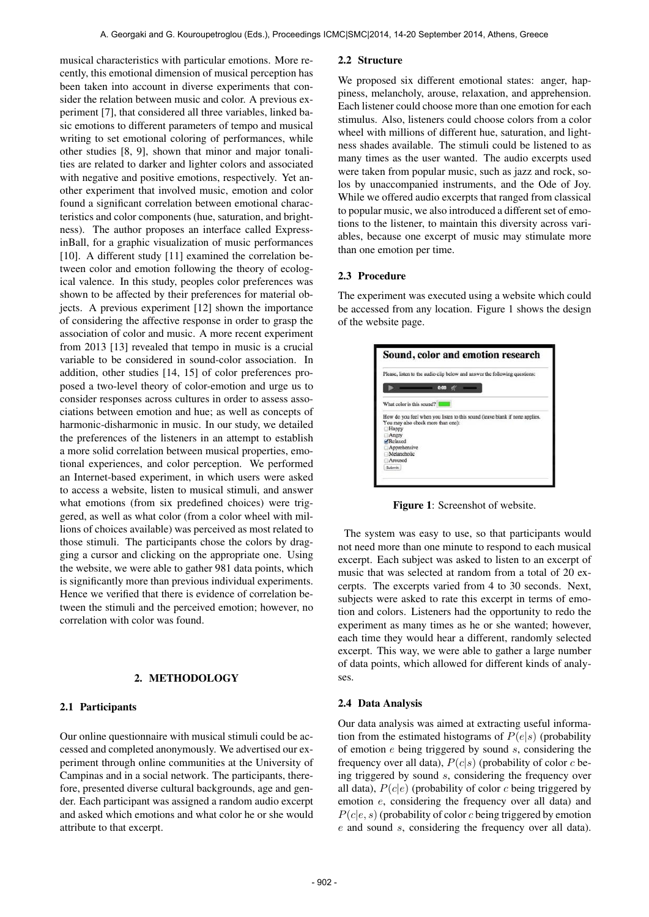musical characteristics with particular emotions. More recently, this emotional dimension of musical perception has been taken into account in diverse experiments that consider the relation between music and color. A previous experiment [7], that considered all three variables, linked basic emotions to different parameters of tempo and musical writing to set emotional coloring of performances, while other studies [8, 9], shown that minor and major tonalities are related to darker and lighter colors and associated with negative and positive emotions, respectively. Yet another experiment that involved music, emotion and color found a significant correlation between emotional characteristics and color components (hue, saturation, and brightness). The author proposes an interface called ExpressinBall, for a graphic visualization of music performances [10]. A different study [11] examined the correlation between color and emotion following the theory of ecological valence. In this study, peoples color preferences was shown to be affected by their preferences for material objects. A previous experiment [12] shown the importance of considering the affective response in order to grasp the association of color and music. A more recent experiment from 2013 [13] revealed that tempo in music is a crucial variable to be considered in sound-color association. In addition, other studies [14, 15] of color preferences proposed a two-level theory of color-emotion and urge us to consider responses across cultures in order to assess associations between emotion and hue; as well as concepts of harmonic-disharmonic in music. In our study, we detailed the preferences of the listeners in an attempt to establish a more solid correlation between musical properties, emotional experiences, and color perception. We performed an Internet-based experiment, in which users were asked to access a website, listen to musical stimuli, and answer what emotions (from six predefined choices) were triggered, as well as what color (from a color wheel with millions of choices available) was perceived as most related to those stimuli. The participants chose the colors by dragging a cursor and clicking on the appropriate one. Using the website, we were able to gather 981 data points, which is significantly more than previous individual experiments. Hence we verified that there is evidence of correlation between the stimuli and the perceived emotion; however, no correlation with color was found.

## 2. METHODOLOGY

### 2.1 Participants

Our online questionnaire with musical stimuli could be accessed and completed anonymously. We advertised our experiment through online communities at the University of Campinas and in a social network. The participants, therefore, presented diverse cultural backgrounds, age and gender. Each participant was assigned a random audio excerpt and asked which emotions and what color he or she would attribute to that excerpt.

### 2.2 Structure

We proposed six different emotional states: anger, happiness, melancholy, arouse, relaxation, and apprehension. Each listener could choose more than one emotion for each stimulus. Also, listeners could choose colors from a color wheel with millions of different hue, saturation, and lightness shades available. The stimuli could be listened to as many times as the user wanted. The audio excerpts used were taken from popular music, such as jazz and rock, solos by unaccompanied instruments, and the Ode of Joy. While we offered audio excerpts that ranged from classical to popular music, we also introduced a different set of emotions to the listener, to maintain this diversity across variables, because one excerpt of music may stimulate more than one emotion per time.

### 2.3 Procedure

The experiment was executed using a website which could be accessed from any location. Figure 1 shows the design of the website page.

**Figure 1**: Screenshot of website.

The system was easy to use, so that participants would not need more than one minute to respond to each musical excerpt. Each subject was asked to listen to an excerpt of music that was selected at random from a total of 20 excerpts. The excerpts varied from 4 to 30 seconds. Next, subjects were asked to rate this excerpt in terms of emotion and colors. Listeners had the opportunity to redo the experiment as many times as he or she wanted; however, each time they would hear a different, randomly selected excerpt. This way, we were able to gather a large number of data points, which allowed for different kinds of analyses.

### 2.4 Data Analysis

Our data analysis was aimed at extracting useful information from the estimated histograms of $P(e|s)$ (probability of emotion $e$ being triggered by sound $s$, considering the frequency over all data), $P(c|s)$ (probability of color $c$ being triggered by sound $s$, considering the frequency over all data), $P(c|e)$ (probability of color $c$ being triggered by emotion $e$, considering the frequency over all data) and $P(c|e, s)$ (probability of color $c$ being triggered by emotion $e$ and sound $s$, considering the frequency over all data).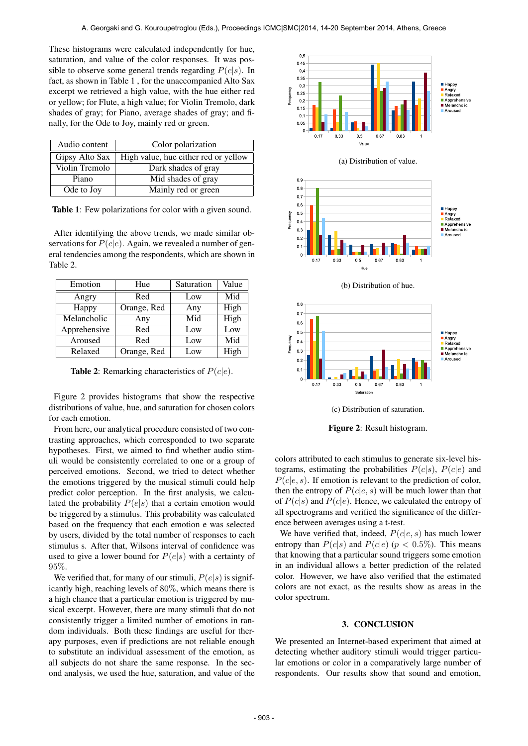These histograms were calculated independently for hue, saturation, and value of the color responses. It was possible to observe some general trends regarding $P(c|s)$. In fact, as shown in Table 1 , for the unaccompanied Alto Sax excerpt we retrieved a high value, with the hue either red or yellow; for Flute, a high value; for Violin Tremolo, dark shades of gray; for Piano, average shades of gray; and finally, for the Ode to Joy, mainly red or green.

| Audio content | Color polarization |
|---|---|
| Gipsy Alto Sax | High value, hue either red or yellow |
| Violin Tremolo | Dark shades of gray |
| Piano | Mid shades of gray |
| Ode to Joy | Mainly red or green |

**Table 1**: Few polarizations for color with a given sound.

After identifying the above trends, we made similar observations for $P(c|e)$. Again, we revealed a number of general tendencies among the respondents, which are shown in Table 2.

| Emotion | Hue | Saturation | Value |
|---|---|---|---|
| Angry | Red | Low | Mid |
| Happy | Orange, Red | Any | High |
| Melancholic | Any | Mid | High |
| Apprehensive | Red | Low | Low |
| Aroused | Red | Low | Mid |
| Relaxed | Orange, Red | Low | High |

**Table 2**: Remarking characteristics of $P(c|e)$.

Figure 2 provides histograms that show the respective distributions of value, hue, and saturation for chosen colors for each emotion.

From here, our analytical procedure consisted of two contrasting approaches, which corresponded to two separate hypotheses. First, we aimed to find whether audio stimuli would be consistently correlated to one or a group of perceived emotions. Second, we tried to detect whether the emotions triggered by the musical stimuli could help predict color perception. In the first analysis, we calculated the probability $P(e|s)$ that a certain emotion would be triggered by a stimulus. This probability was calculated based on the frequency that each emotion e was selected by users, divided by the total number of responses to each stimulus s. After that, Wilsons interval of confidence was used to give a lower bound for $P(e|s)$ with a certainty of 95%.

We verified that, for many of our stimuli, $P(e|s)$ is significantly high, reaching levels of 80%, which means there is a high chance that a particular emotion is triggered by musical excerpt. However, there are many stimuli that do not consistently trigger a limited number of emotions in random individuals. Both these findings are useful for therapy purposes, even if predictions are not reliable enough to substitute an individual assessment of the emotion, as all subjects do not share the same response. In the second analysis, we used the hue, saturation, and value of the colors attributed to each stimulus to generate six-level histograms, estimating the probabilities $P(c|s)$, $P(c|e)$ and $P(c|e,s)$. If emotion is relevant to the prediction of color, then the entropy of $P(c|e,s)$ will be much lower than that of $P(c|s)$ and $P(c|e)$. Hence, we calculated the entropy of all spectrograms and verified the significance of the difference between averages using a t-test.

We have verified that, indeed, $P(c|e,s)$ has much lower entropy than $P(c|s)$ and $P(c|e)$ ($p < 0.5\%$). This means that knowing that a particular sound triggers some emotion in an individual allows a better prediction of the related color. However, we have also verified that the estimated colors are not exact, as the results show as areas in the color spectrum.

(a) Distribution of value.

(b) Distribution of hue.

(c) Distribution of saturation.

**Figure 2**: Result histogram.

## 3. CONCLUSION

We presented an Internet-based experiment that aimed at detecting whether auditory stimuli would trigger particular emotions or color in a comparatively large number of respondents. Our results show that sound and emotion,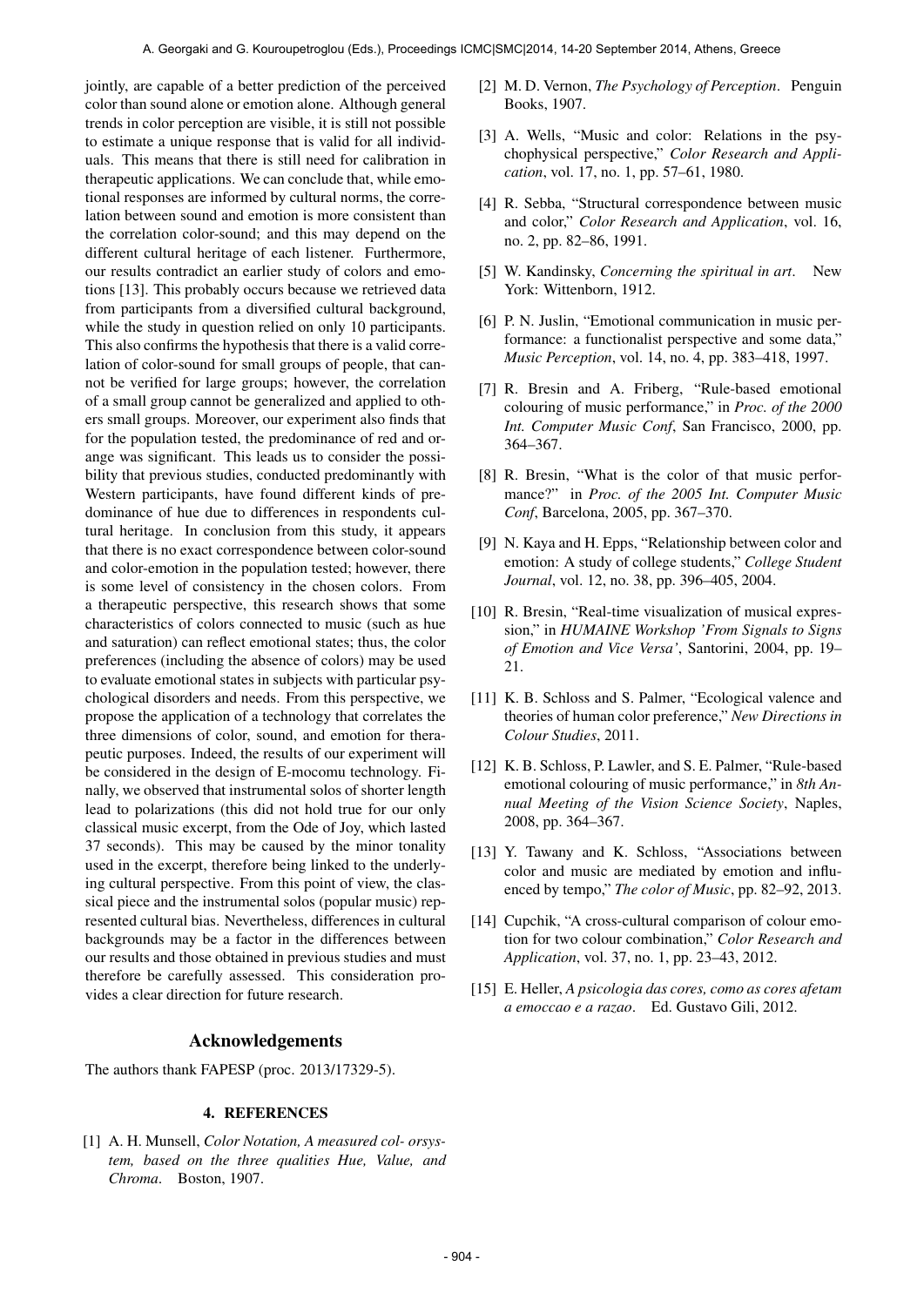jointly, are capable of a better prediction of the perceived color than sound alone or emotion alone. Although general trends in color perception are visible, it is still not possible to estimate a unique response that is valid for all individuals. This means that there is still need for calibration in therapeutic applications. We can conclude that, while emotional responses are informed by cultural norms, the correlation between sound and emotion is more consistent than the correlation color-sound; and this may depend on the different cultural heritage of each listener. Furthermore, our results contradict an earlier study of colors and emotions [13]. This probably occurs because we retrieved data from participants from a diversified cultural background, while the study in question relied on only 10 participants. This also confirms the hypothesis that there is a valid correlation of color-sound for small groups of people, that cannot be verified for large groups; however, the correlation of a small group cannot be generalized and applied to others small groups. Moreover, our experiment also finds that for the population tested, the predominance of red and orange was significant. This leads us to consider the possibility that previous studies, conducted predominantly with Western participants, have found different kinds of predominance of hue due to differences in respondents cultural heritage. In conclusion from this study, it appears that there is no exact correspondence between color-sound and color-emotion in the population tested; however, there is some level of consistency in the chosen colors. From a therapeutic perspective, this research shows that some characteristics of colors connected to music (such as hue and saturation) can reflect emotional states; thus, the color preferences (including the absence of colors) may be used to evaluate emotional states in subjects with particular psychological disorders and needs. From this perspective, we propose the application of a technology that correlates the three dimensions of color, sound, and emotion for therapeutic purposes. Indeed, the results of our experiment will be considered in the design of E-mocomu technology. Finally, we observed that instrumental solos of shorter length lead to polarizations (this did not hold true for our only classical music excerpt, from the Ode of Joy, which lasted 37 seconds). This may be caused by the minor tonality used in the excerpt, therefore being linked to the underlying cultural perspective. From this point of view, the classical piece and the instrumental solos (popular music) represented cultural bias. Nevertheless, differences in cultural backgrounds may be a factor in the differences between our results and those obtained in previous studies and must therefore be carefully assessed. This consideration provides a clear direction for future research.

## Acknowledgements

The authors thank FAPESP (proc. 2013/17329-5).

## 4. REFERENCES

[1] A. H. Munsell, *Color Notation, A measured col- orsystem, based on the three qualities Hue, Value, and Chroma*. Boston, 1907.

[2] M. D. Vernon, *The Psychology of Perception*. Penguin Books, 1907.

[3] A. Wells, "Music and color: Relations in the psychophysical perspective," *Color Research and Application*, vol. 17, no. 1, pp. 57–61, 1980.

[4] R. Sebba, "Structural correspondence between music and color," *Color Research and Application*, vol. 16, no. 2, pp. 82–86, 1991.

[5] W. Kandinsky, *Concerning the spiritual in art*. New York: Wittenborn, 1912.

[6] P. N. Juslin, "Emotional communication in music performance: a functionalist perspective and some data," *Music Perception*, vol. 14, no. 4, pp. 383–418, 1997.

[7] R. Bresin and A. Friberg, "Rule-based emotional colouring of music performance," in *Proc. of the 2000 Int. Computer Music Conf*, San Francisco, 2000, pp. 364–367.

[8] R. Bresin, "What is the color of that music performance?" in *Proc. of the 2005 Int. Computer Music Conf*, Barcelona, 2005, pp. 367–370.

[9] N. Kaya and H. Epps, "Relationship between color and emotion: A study of college students," *College Student Journal*, vol. 12, no. 38, pp. 396–405, 2004.

[10] R. Bresin, "Real-time visualization of musical expression," in *HUMAINE Workshop 'From Signals to Signs of Emotion and Vice Versa'*, Santorini, 2004, pp. 19–21.

[11] K. B. Schloss and S. Palmer, "Ecological valence and theories of human color preference," *New Directions in Colour Studies*, 2011.

[12] K. B. Schloss, P. Lawler, and S. E. Palmer, "Rule-based emotional colouring of music performance," in *8th Annual Meeting of the Vision Science Society*, Naples, 2008, pp. 364–367.

[13] Y. Tawany and K. Schloss, "Associations between color and music are mediated by emotion and influenced by tempo," *The color of Music*, pp. 82–92, 2013.

[14] Cupchik, "A cross-cultural comparison of colour emotion for two colour combination," *Color Research and Application*, vol. 37, no. 1, pp. 23–43, 2012.

[15] E. Heller, *A psicologia das cores, como as cores afetam a emoccao e a razao*. Ed. Gustavo Gili, 2012.